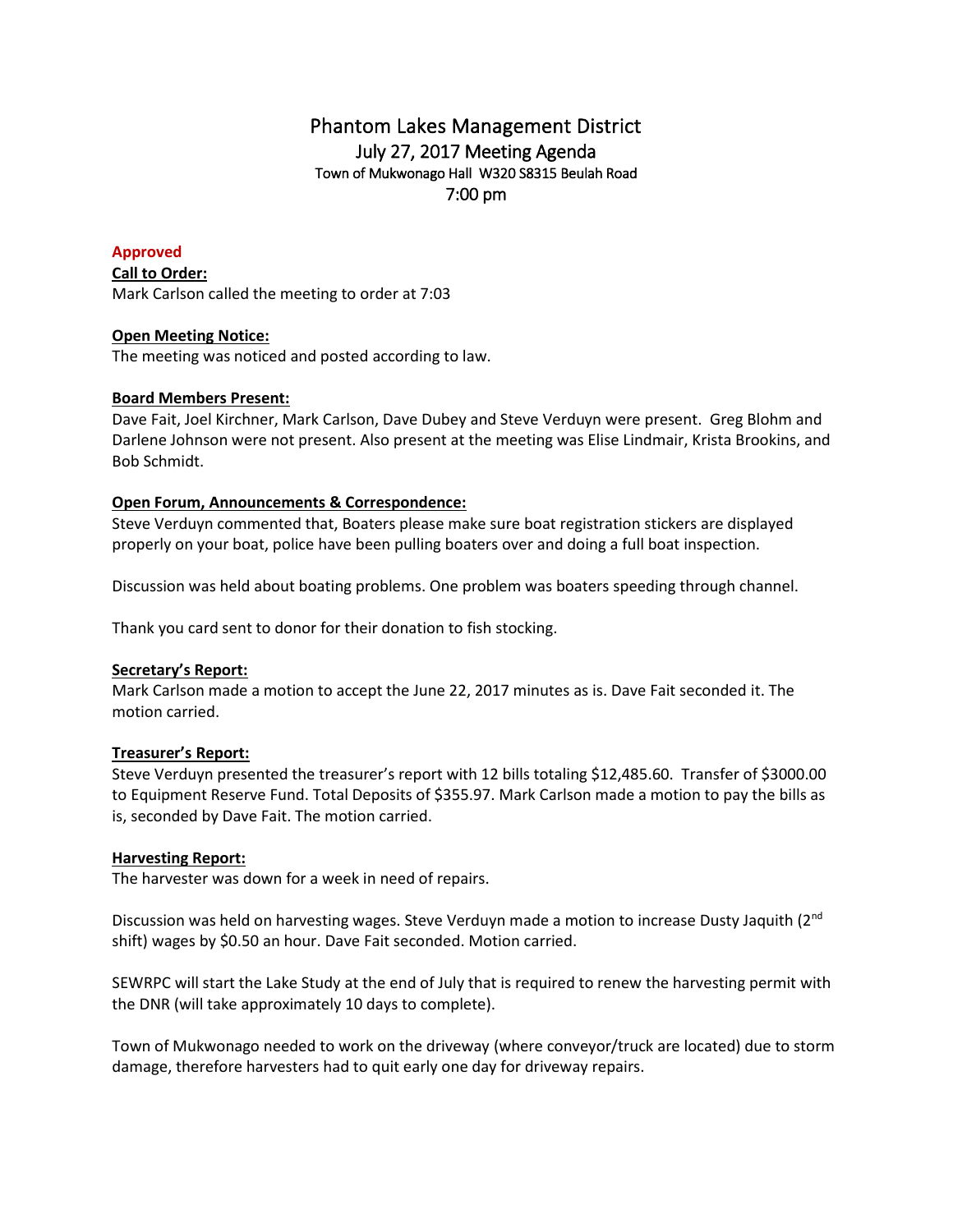# Phantom Lakes Management District

## July 27, 2017 Meeting Agenda

Town of Mukwonago Hall W320 S8315 Beulah Road

7:00 pm

**Approved**

**Call to Order:**

Mark Carlson called the meeting to order at 7:03

**Open Meeting Notice:**

The meeting was noticed and posted according to law.

**Board Members Present:**

Dave Fait, Joel Kirchner, Mark Carlson, Dave Dubey and Steve Verduyn were present. Greg Blohm and Darlene Johnson were not present. Also present at the meeting was Elise Lindmair, Krista Brookins, and Bob Schmidt.

**Open Forum, Announcements & Correspondence:**

Steve Verduyn commented that, Boaters please make sure boat registration stickers are displayed properly on your boat, police have been pulling boaters over and doing a full boat inspection.

Discussion was held about boating problems. One problem was boaters speeding through channel.

Thank you card sent to donor for their donation to fish stocking.

**Secretary's Report:**

Mark Carlson made a motion to accept the June 22, 2017 minutes as is. Dave Fait seconded it. The motion carried.

**Treasurer's Report:**

Steve Verduyn presented the treasurer's report with 12 bills totaling $12,485.60. Transfer of $3000.00 to Equipment Reserve Fund. Total Deposits of $355.97. Mark Carlson made a motion to pay the bills as is, seconded by Dave Fait. The motion carried.

**Harvesting Report:**

The harvester was down for a week in need of repairs.

Discussion was held on harvesting wages. Steve Verduyn made a motion to increase Dusty Jaquith (2nd shift) wages by $0.50 an hour. Dave Fait seconded. Motion carried.

SEWRPC will start the Lake Study at the end of July that is required to renew the harvesting permit with the DNR (will take approximately 10 days to complete).

Town of Mukwonago needed to work on the driveway (where conveyor/truck are located) due to storm damage, therefore harvesters had to quit early one day for driveway repairs.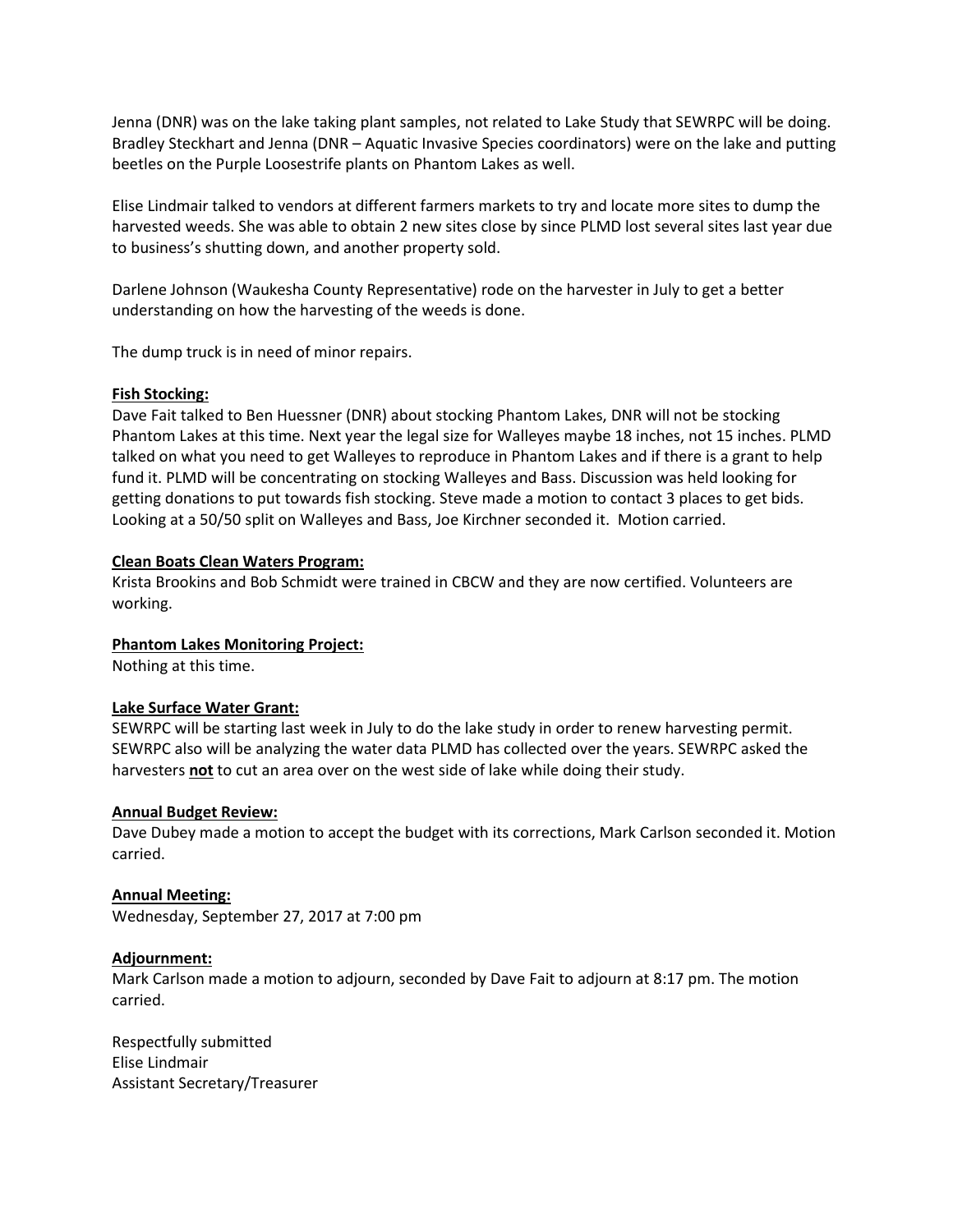Jenna (DNR) was on the lake taking plant samples, not related to Lake Study that SEWRPC will be doing. Bradley Steckhart and Jenna (DNR – Aquatic Invasive Species coordinators) were on the lake and putting beetles on the Purple Loosestrife plants on Phantom Lakes as well.

Elise Lindmair talked to vendors at different farmers markets to try and locate more sites to dump the harvested weeds. She was able to obtain 2 new sites close by since PLMD lost several sites last year due to business's shutting down, and another property sold.

Darlene Johnson (Waukesha County Representative) rode on the harvester in July to get a better understanding on how the harvesting of the weeds is done.

The dump truck is in need of minor repairs.

**Fish Stocking:**
Dave Fait talked to Ben Huessner (DNR) about stocking Phantom Lakes, DNR will not be stocking Phantom Lakes at this time. Next year the legal size for Walleyes maybe 18 inches, not 15 inches. PLMD talked on what you need to get Walleyes to reproduce in Phantom Lakes and if there is a grant to help fund it. PLMD will be concentrating on stocking Walleyes and Bass. Discussion was held looking for getting donations to put towards fish stocking. Steve made a motion to contact 3 places to get bids. Looking at a 50/50 split on Walleyes and Bass, Joe Kirchner seconded it. Motion carried.

**Clean Boats Clean Waters Program:**
Krista Brookins and Bob Schmidt were trained in CBCW and they are now certified. Volunteers are working.

**Phantom Lakes Monitoring Project:**
Nothing at this time.

**Lake Surface Water Grant:**
SEWRPC will be starting last week in July to do the lake study in order to renew harvesting permit. SEWRPC also will be analyzing the water data PLMD has collected over the years. SEWRPC asked the harvesters **not** to cut an area over on the west side of lake while doing their study.

**Annual Budget Review:**
Dave Dubey made a motion to accept the budget with its corrections, Mark Carlson seconded it. Motion carried.

**Annual Meeting:**
Wednesday, September 27, 2017 at 7:00 pm

**Adjournment:**
Mark Carlson made a motion to adjourn, seconded by Dave Fait to adjourn at 8:17 pm. The motion carried.

Respectfully submitted
Elise Lindmair
Assistant Secretary/Treasurer